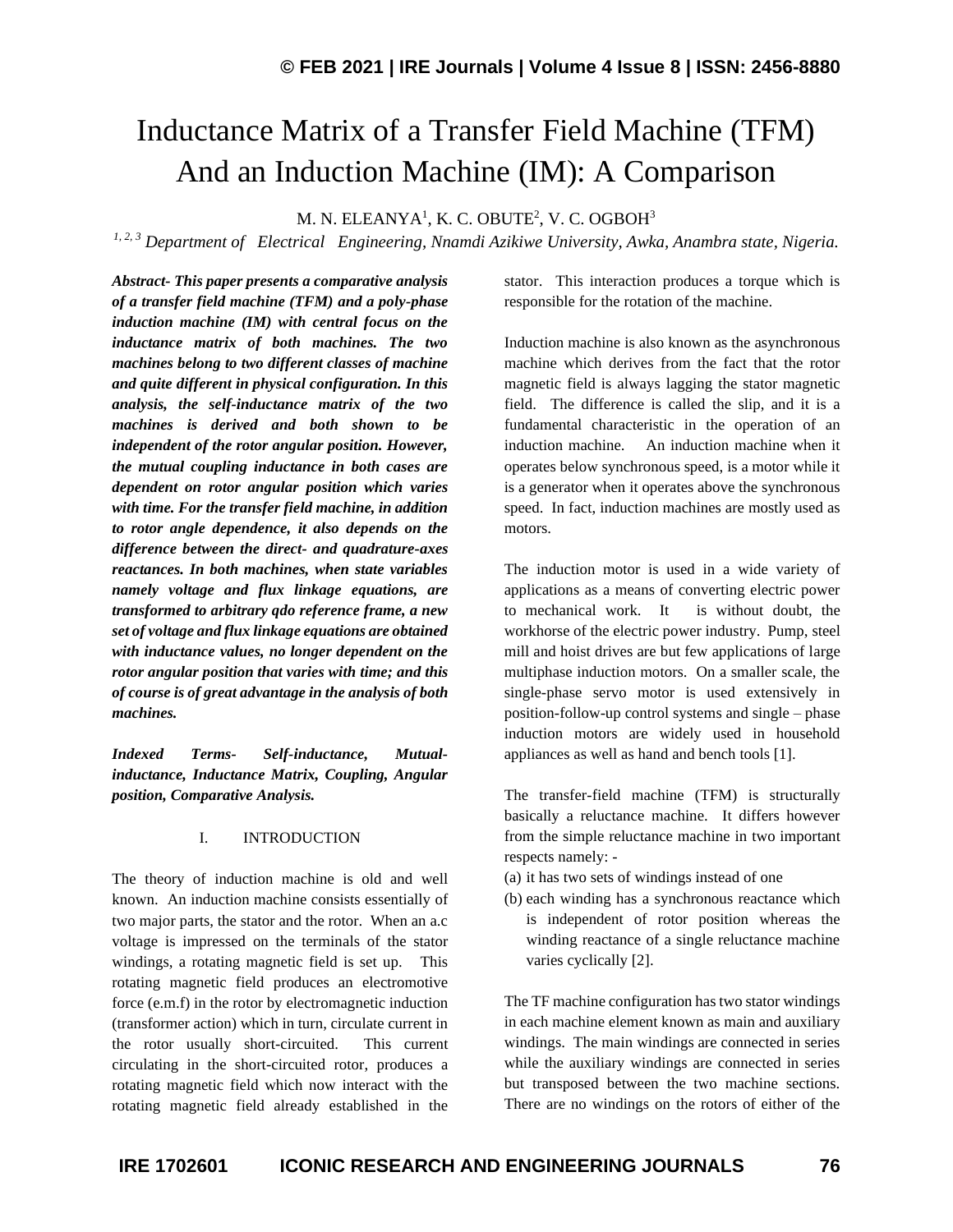# Inductance Matrix of a Transfer Field Machine (TFM) And an Induction Machine (IM): A Comparison

M. N. ELEANYA[1], K. C. OBUTE[2], V. C. OGBOH[3]

[1, 2, 3] *Department of Electrical Engineering, Nnamdi Azikiwe University, Awka, Anambra state, Nigeria.*

***Abstract-*** ***This paper presents a comparative analysis of a transfer field machine (TFM) and a poly-phase induction machine (IM) with central focus on the inductance matrix of both machines. The two machines belong to two different classes of machine and quite different in physical configuration. In this analysis, the self-inductance matrix of the two machines is derived and both shown to be independent of the rotor angular position. However, the mutual coupling inductance in both cases are dependent on rotor angular position which varies with time. For the transfer field machine, in addition to rotor angle dependence, it also depends on the difference between the direct- and quadrature-axes reactances. In both machines, when state variables namely voltage and flux linkage equations, are transformed to arbitrary qdo reference frame, a new set of voltage and flux linkage equations are obtained with inductance values, no longer dependent on the rotor angular position that varies with time; and this of course is of great advantage in the analysis of both machines.***

***Indexed Terms-*** ***Self-inductance, Mutual-inductance, Inductance Matrix, Coupling, Angular position, Comparative Analysis.***

## I. INTRODUCTION

The theory of induction machine is old and well known. An induction machine consists essentially of two major parts, the stator and the rotor. When an a.c voltage is impressed on the terminals of the stator windings, a rotating magnetic field is set up. This rotating magnetic field produces an electromotive force (e.m.f) in the rotor by electromagnetic induction (transformer action) which in turn, circulate current in the rotor usually short-circuited. This current circulating in the short-circuited rotor, produces a rotating magnetic field which now interact with the rotating magnetic field already established in the stator. This interaction produces a torque which is responsible for the rotation of the machine.

Induction machine is also known as the asynchronous machine which derives from the fact that the rotor magnetic field is always lagging the stator magnetic field. The difference is called the slip, and it is a fundamental characteristic in the operation of an induction machine. An induction machine when it operates below synchronous speed, is a motor while it is a generator when it operates above the synchronous speed. In fact, induction machines are mostly used as motors.

The induction motor is used in a wide variety of applications as a means of converting electric power to mechanical work. It is without doubt, the workhorse of the electric power industry. Pump, steel mill and hoist drives are but few applications of large multiphase induction motors. On a smaller scale, the single-phase servo motor is used extensively in position-follow-up control systems and single – phase induction motors are widely used in household appliances as well as hand and bench tools [1].

The transfer-field machine (TFM) is structurally basically a reluctance machine. It differs however from the simple reluctance machine in two important respects namely: -

(a) it has two sets of windings instead of one
(b) each winding has a synchronous reactance which is independent of rotor position whereas the winding reactance of a single reluctance machine varies cyclically [2].

The TF machine configuration has two stator windings in each machine element known as main and auxiliary windings. The main windings are connected in series while the auxiliary windings are connected in series but transposed between the two machine sections. There are no windings on the rotors of either of the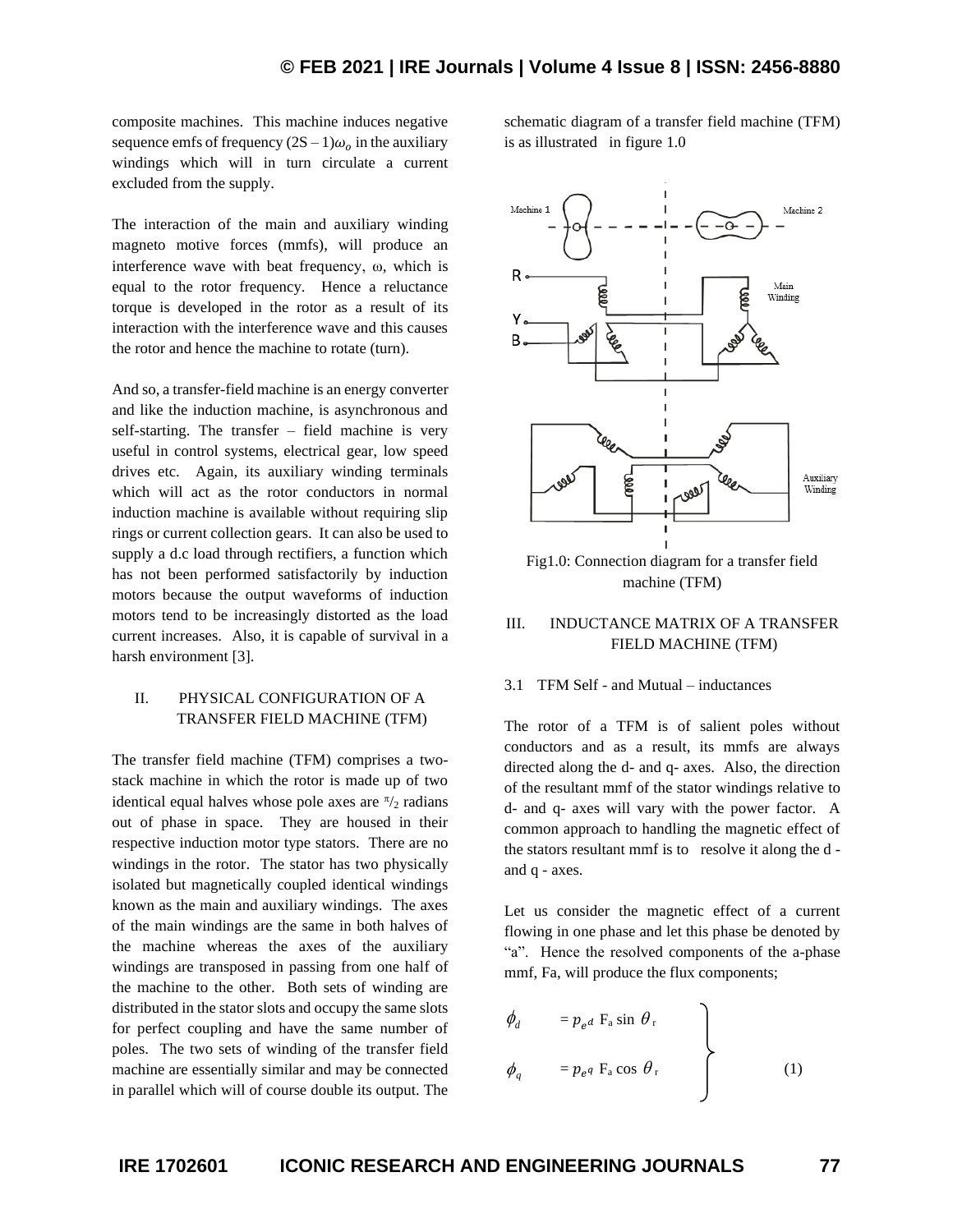composite machines. This machine induces negative sequence emfs of frequency $(2S-1)\omega_o$ in the auxiliary windings which will in turn circulate a current excluded from the supply.

The interaction of the main and auxiliary winding magneto motive forces (mmfs), will produce an interference wave with beat frequency, ω, which is equal to the rotor frequency. Hence a reluctance torque is developed in the rotor as a result of its interaction with the interference wave and this causes the rotor and hence the machine to rotate (turn).

And so, a transfer-field machine is an energy converter and like the induction machine, is asynchronous and self-starting. The transfer – field machine is very useful in control systems, electrical gear, low speed drives etc. Again, its auxiliary winding terminals which will act as the rotor conductors in normal induction machine is available without requiring slip rings or current collection gears. It can also be used to supply a d.c load through rectifiers, a function which has not been performed satisfactorily by induction motors because the output waveforms of induction motors tend to be increasingly distorted as the load current increases. Also, it is capable of survival in a harsh environment [3].

## II. PHYSICAL CONFIGURATION OF A TRANSFER FIELD MACHINE (TFM)

The transfer field machine (TFM) comprises a two-stack machine in which the rotor is made up of two identical equal halves whose pole axes are $\pi/2$ radians out of phase in space. They are housed in their respective induction motor type stators. There are no windings in the rotor. The stator has two physically isolated but magnetically coupled identical windings known as the main and auxiliary windings. The axes of the main windings are the same in both halves of the machine whereas the axes of the auxiliary windings are transposed in passing from one half of the machine to the other. Both sets of winding are distributed in the stator slots and occupy the same slots for perfect coupling and have the same number of poles. The two sets of winding of the transfer field machine are essentially similar and may be connected in parallel which will of course double its output. The schematic diagram of a transfer field machine (TFM) is as illustrated in figure 1.0

Fig1.0: Connection diagram for a transfer field machine (TFM)

## III. INDUCTANCE MATRIX OF A TRANSFER FIELD MACHINE (TFM)

### 3.1 TFM Self - and Mutual – inductances

The rotor of a TFM is of salient poles without conductors and as a result, its mmfs are always directed along the d- and q- axes. Also, the direction of the resultant mmf of the stator windings relative to d- and q- axes will vary with the power factor. A common approach to handling the magnetic effect of the stators resultant mmf is to resolve it along the d - and q - axes.

Let us consider the magnetic effect of a current flowing in one phase and let this phase be denoted by "a". Hence the resolved components of the a-phase mmf, Fa, will produce the flux components;

$$\left.\begin{aligned} \phi_d &= p_{ed}\, F_a \sin\theta_r \\ \phi_q &= p_{eq}\, F_a \cos\theta_r \end{aligned}\right\} \qquad (1)$$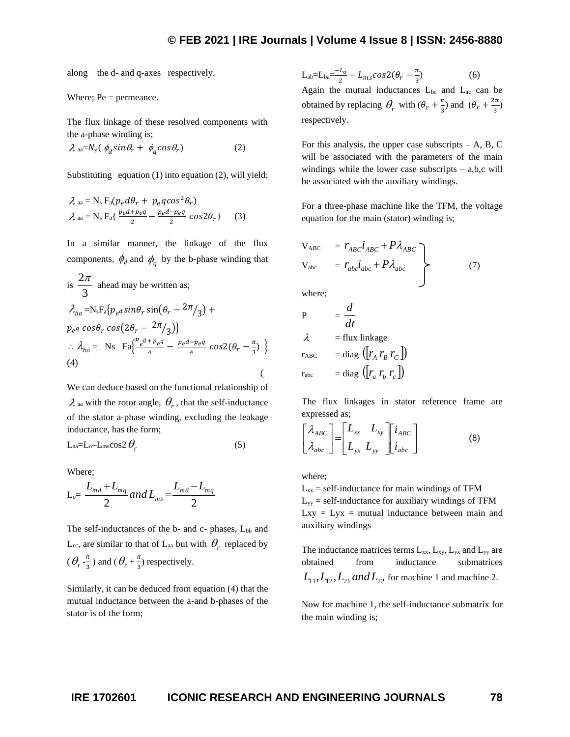along the d- and q-axes respectively.

Where; Pe = permeance.

The flux linkage of these resolved components with the a-phase winding is;

$$\lambda_{aa} = N_s(\phi_d sin\theta_r + \phi_q cos\theta_r) \qquad (2)$$

Substituting equation (1) into equation (2), will yield;

$$\lambda_{aa} = N_s F_a(p_e d\theta_r + p_e q cos^2\theta_r)$$

$$\lambda_{aa} = N_s F_a\{ \frac{p_e d + p_e q}{2} - \frac{p_e d - p_e q}{2} cos2\theta_r\} \qquad (3)$$

In a similar manner, the linkage of the flux components, $\phi_d$ and $\phi_q$ by the b-phase winding that is $\frac{2\pi}{3}$ ahead may be written as;

$$\lambda_{ba} = N_s F_a\{p_{e^d} sin\theta_r \sin(\theta_r - {}^{2\pi}/_{3}) + p_{e^q} cos\theta_r cos(2\theta_r - {}^{2\pi}/_{3})\}$$

$$\therefore \lambda_{ba} = N_s F_a\{\frac{p_{e^d} + p_{e^q}}{4} - \frac{p_e d - p_e q}{4} cos2(\theta_r - \frac{\pi}{3})\} \qquad (4)$$

We can deduce based on the functional relationship of $\lambda_{aa}$ with the rotor angle, $\theta_r$, that the self-inductance of the stator a-phase winding, excluding the leakage inductance, has the form;

$$L_{aa} = L_o - L_{ms} cos2\theta_r \qquad (5)$$

Where;

$$L_o = \frac{L_{md} + L_{mq}}{2} and L_{ms} = \frac{L_{md} - L_{mq}}{2}$$

The self-inductances of the b- and c- phases, $L_{bb}$ and $L_{cc}$, are similar to that of $L_{aa}$ but with $\theta_r$ replaced by ($\theta_r - \frac{\pi}{3}$) and ($\theta_r + \frac{\pi}{3}$) respectively.

Similarly, it can be deduced from equation (4) that the mutual inductance between the a-and b-phases of the stator is of the form;

$$L_{ab} = L_{ba} = \frac{-L_o}{2} - L_{ms} cos2(\theta_r - \frac{\pi}{3}) \qquad (6)$$

Again the mutual inductances $L_{bc}$ and $L_{ac}$ can be obtained by replacing $\theta_r$ with $(\theta_r + \frac{\pi}{3})$ and $(\theta_r + \frac{2\pi}{3})$ respectively.

For this analysis, the upper case subscripts – A, B, C will be associated with the parameters of the main windings while the lower case subscripts – a,b,c will be associated with the auxiliary windings.

For a three-phase machine like the TFM, the voltage equation for the main (stator) winding is;

$$\left.\begin{aligned} V_{ABC} &= r_{ABC} i_{ABC} + P\lambda_{ABC} \\ V_{abc} &= r_{abc} i_{abc} + P\lambda_{abc} \end{aligned}\right\} \qquad (7)$$

where;

$P = \frac{d}{dt}$

$\lambda$ = flux linkage

$r_{ABC}$ = diag $([r_A \, r_B \, r_C])$

$r_{abc}$ = diag $([r_a \, r_b \, r_c])$

The flux linkages in stator reference frame are expressed as;

$$\begin{bmatrix} \lambda_{ABC} \\ \lambda_{abc} \end{bmatrix} = \begin{bmatrix} L_{xx} & L_{xy} \\ L_{yx} & L_{yy} \end{bmatrix} \begin{bmatrix} i_{ABC} \\ i_{abc} \end{bmatrix} \qquad (8)$$

where;

$L_{xx}$ = self-inductance for main windings of TFM

$L_{yy}$ = self-inductance for auxiliary windings of TFM

$L_{xy} = L_{yx}$ = mutual inductance between main and auxiliary windings

The inductance matrices terms $L_{xx}$, $L_{xy}$, $L_{yx}$ and $L_{yy}$ are obtained from inductance submatrices $L_{11}, L_{12}, L_{21}$ and $L_{22}$ for machine 1 and machine 2.

Now for machine 1, the self-inductance submatrix for the main winding is;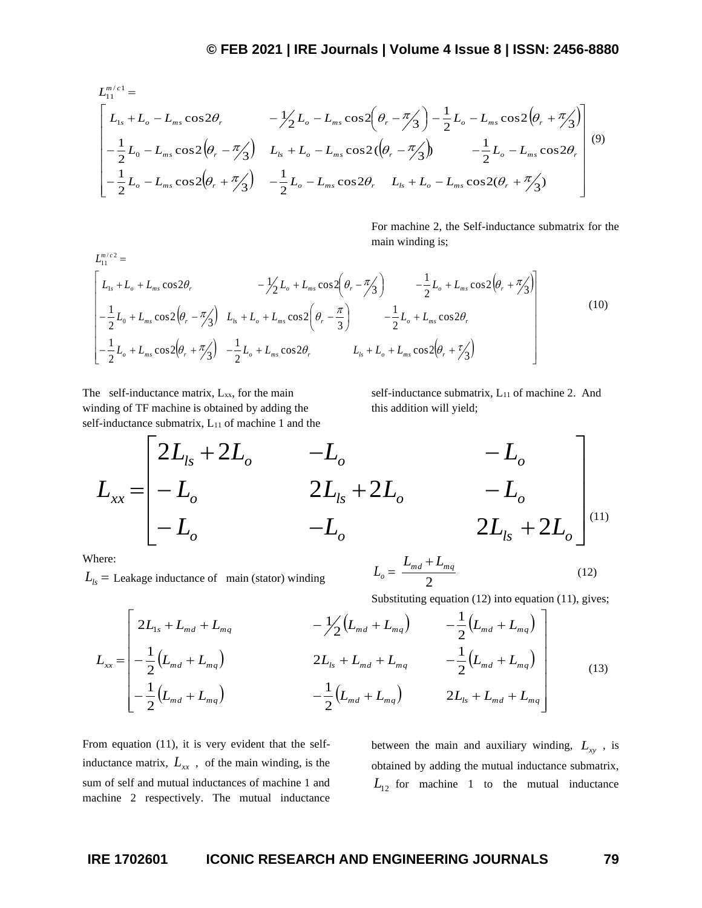$$L_{11}^{m/c1} = \begin{bmatrix} L_{1s} + L_o - L_{ms}\cos 2\theta_r & -\frac{1}{2}L_o - L_{ms}\cos 2\left(\theta_r - \frac{\pi}{3}\right) & -\frac{1}{2}L_o - L_{ms}\cos 2\left(\theta_r + \frac{\pi}{3}\right) \\ -\frac{1}{2}L_0 - L_{ms}\cos 2\left(\theta_r - \frac{\pi}{3}\right) & L_{ls} + L_o - L_{ms}\cos 2\left(\left(\theta_r - \frac{\pi}{3}\right)\right) & -\frac{1}{2}L_o - L_{ms}\cos 2\theta_r \\ -\frac{1}{2}L_o - L_{ms}\cos 2\left(\theta_r + \frac{\pi}{3}\right) & -\frac{1}{2}L_o - L_{ms}\cos 2\theta_r & L_{ls} + L_o - L_{ms}\cos 2\left(\theta_r + \frac{\pi}{3}\right) \end{bmatrix} \quad (9)$$

For machine 2, the Self-inductance submatrix for the main winding is;

$$L_{11}^{m/c2} = \begin{bmatrix} L_{1s} + L_o + L_{ms}\cos 2\theta_r & -\frac{1}{2}L_o + L_{ms}\cos 2\left(\theta_r - \frac{\pi}{3}\right) & -\frac{1}{2}L_o + L_{ms}\cos 2\left(\theta_r + \frac{\pi}{3}\right) \\ -\frac{1}{2}L_0 + L_{ms}\cos 2\left(\theta_r - \frac{\pi}{3}\right) & L_{ls} + L_o + L_{ms}\cos 2\left(\theta_r - \frac{\pi}{3}\right) & -\frac{1}{2}L_o + L_{ms}\cos 2\theta_r \\ -\frac{1}{2}L_o + L_{ms}\cos 2\left(\theta_r + \frac{\pi}{3}\right) & -\frac{1}{2}L_o + L_{ms}\cos 2\theta_r & L_{ls} + L_o + L_{ms}\cos 2\left(\theta_r + \frac{\tau}{3}\right) \end{bmatrix} \quad (10)$$

The self-inductance matrix, $L_{xx}$, for the main winding of TF machine is obtained by adding the self-inductance submatrix, $L_{11}$ of machine 1 and the self-inductance submatrix, $L_{11}$ of machine 2. And this addition will yield;

$$L_{xx} = \begin{bmatrix} 2L_{ls} + 2L_o & -L_o & -L_o \\ -L_o & 2L_{ls} + 2L_o & -L_o \\ -L_o & -L_o & 2L_{ls} + 2L_o \end{bmatrix} \quad (11)$$

Where:

$L_{ls} =$ Leakage inductance of main (stator) winding

$$L_o = \frac{L_{md} + L_{mq}}{2} \quad (12)$$

Substituting equation (12) into equation (11), gives;

$$L_{xx} = \begin{bmatrix} 2L_{1s} + L_{md} + L_{mq} & -\frac{1}{2}\left(L_{md} + L_{mq}\right) & -\frac{1}{2}\left(L_{md} + L_{mq}\right) \\ -\frac{1}{2}\left(L_{md} + L_{mq}\right) & 2L_{ls} + L_{md} + L_{mq} & -\frac{1}{2}\left(L_{md} + L_{mq}\right) \\ -\frac{1}{2}\left(L_{md} + L_{mq}\right) & -\frac{1}{2}\left(L_{md} + L_{mq}\right) & 2L_{ls} + L_{md} + L_{mq} \end{bmatrix} \quad (13)$$

From equation (11), it is very evident that the self-inductance matrix, $L_{xx}$, of the main winding, is the sum of self and mutual inductances of machine 1 and machine 2 respectively. The mutual inductance between the main and auxiliary winding, $L_{xy}$, is obtained by adding the mutual inductance submatrix, $L_{12}$ for machine 1 to the mutual inductance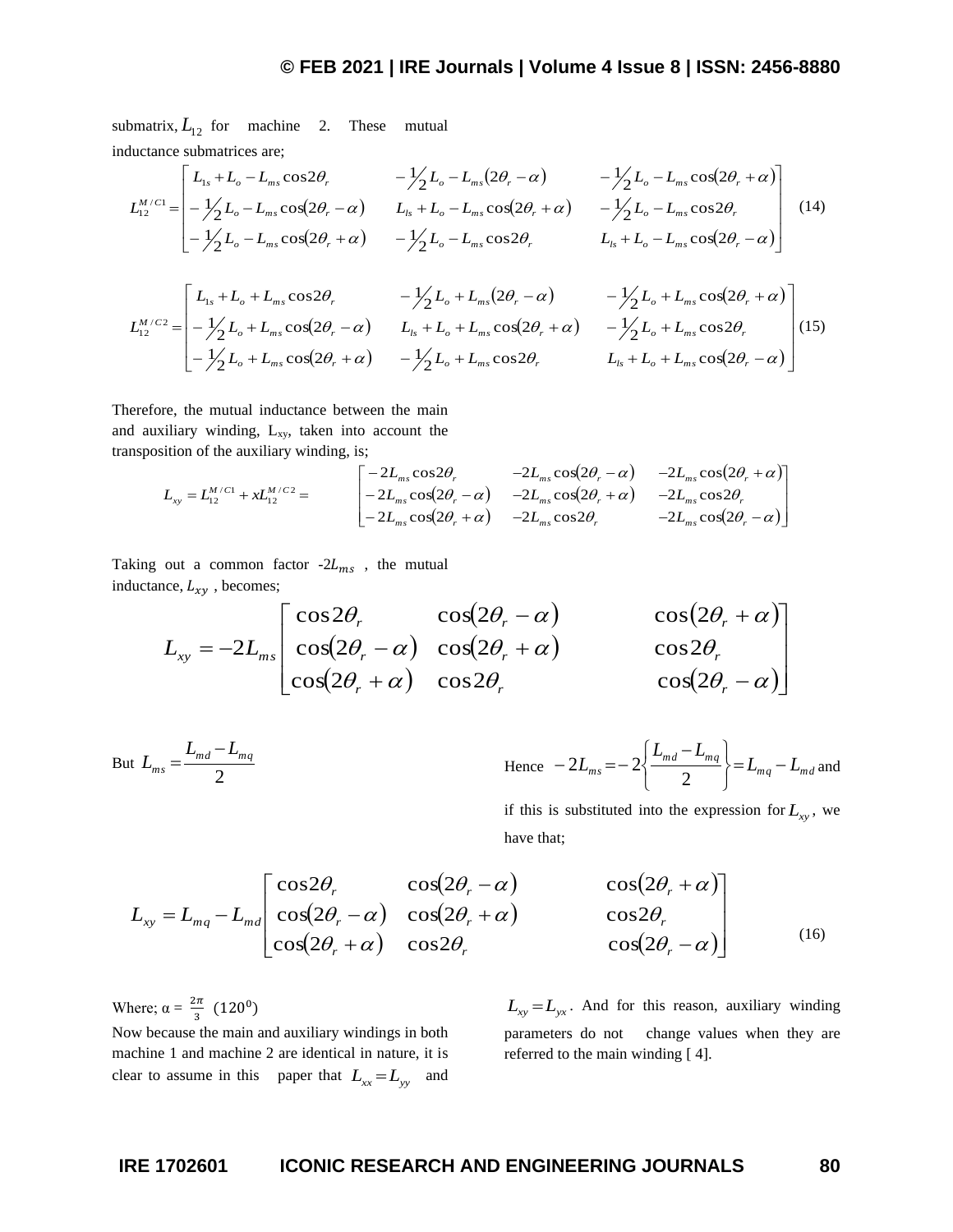submatrix, $L_{12}$ for machine 2. These mutual inductance submatrices are;

$$L_{12}^{M/C1} = \begin{bmatrix} L_{1s} + L_o - L_{ms}\cos 2\theta_r & -\tfrac{1}{2}L_o - L_{ms}(2\theta_r - \alpha) & -\tfrac{1}{2}L_o - L_{ms}\cos(2\theta_r + \alpha) \\ -\tfrac{1}{2}L_o - L_{ms}\cos(2\theta_r - \alpha) & L_{ls} + L_o - L_{ms}\cos(2\theta_r + \alpha) & -\tfrac{1}{2}L_o - L_{ms}\cos 2\theta_r \\ -\tfrac{1}{2}L_o - L_{ms}\cos(2\theta_r + \alpha) & -\tfrac{1}{2}L_o - L_{ms}\cos 2\theta_r & L_{ls} + L_o - L_{ms}\cos(2\theta_r - \alpha) \end{bmatrix} \quad (14)$$

$$L_{12}^{M/C2} = \begin{bmatrix} L_{1s} + L_o + L_{ms}\cos 2\theta_r & -\tfrac{1}{2}L_o + L_{ms}(2\theta_r - \alpha) & -\tfrac{1}{2}L_o + L_{ms}\cos(2\theta_r + \alpha) \\ -\tfrac{1}{2}L_o + L_{ms}\cos(2\theta_r - \alpha) & L_{ls} + L_o + L_{ms}\cos(2\theta_r + \alpha) & -\tfrac{1}{2}L_o + L_{ms}\cos 2\theta_r \\ -\tfrac{1}{2}L_o + L_{ms}\cos(2\theta_r + \alpha) & -\tfrac{1}{2}L_o + L_{ms}\cos 2\theta_r & L_{ls} + L_o + L_{ms}\cos(2\theta_r - \alpha) \end{bmatrix} \quad (15)$$

Therefore, the mutual inductance between the main and auxiliary winding, $L_{xy}$, taken into account the transposition of the auxiliary winding, is;

$$L_{xy} = L_{12}^{M/C1} + xL_{12}^{M/C2} = \begin{bmatrix} -2L_{ms}\cos 2\theta_r & -2L_{ms}\cos(2\theta_r - \alpha) & -2L_{ms}\cos(2\theta_r + \alpha) \\ -2L_{ms}\cos(2\theta_r - \alpha) & -2L_{ms}\cos(2\theta_r + \alpha) & -2L_{ms}\cos 2\theta_r \\ -2L_{ms}\cos(2\theta_r + \alpha) & -2L_{ms}\cos 2\theta_r & -2L_{ms}\cos(2\theta_r - \alpha) \end{bmatrix}$$

Taking out a common factor $-2L_{ms}$, the mutual inductance, $L_{xy}$, becomes;

$$L_{xy} = -2L_{ms}\begin{bmatrix} \cos 2\theta_r & \cos(2\theta_r - \alpha) & \cos(2\theta_r + \alpha) \\ \cos(2\theta_r - \alpha) & \cos(2\theta_r + \alpha) & \cos 2\theta_r \\ \cos(2\theta_r + \alpha) & \cos 2\theta_r & \cos(2\theta_r - \alpha) \end{bmatrix}$$

But $L_{ms} = \dfrac{L_{md} - L_{mq}}{2}$

Hence $-2L_{ms} = -2\left\{\dfrac{L_{md} - L_{mq}}{2}\right\} = L_{mq} - L_{md}$ and if this is substituted into the expression for $L_{xy}$, we have that;

$$L_{xy} = L_{mq} - L_{md}\begin{bmatrix} \cos 2\theta_r & \cos(2\theta_r - \alpha) & \cos(2\theta_r + \alpha) \\ \cos(2\theta_r - \alpha) & \cos(2\theta_r + \alpha) & \cos 2\theta_r \\ \cos(2\theta_r + \alpha) & \cos 2\theta_r & \cos(2\theta_r - \alpha) \end{bmatrix} \quad (16)$$

Where; $\alpha = \frac{2\pi}{3}$ $(120^0)$

Now because the main and auxiliary windings in both machine 1 and machine 2 are identical in nature, it is clear to assume in this paper that $L_{xx} = L_{yy}$ and $L_{xy} = L_{yx}$. And for this reason, auxiliary winding parameters do not change values when they are referred to the main winding [4].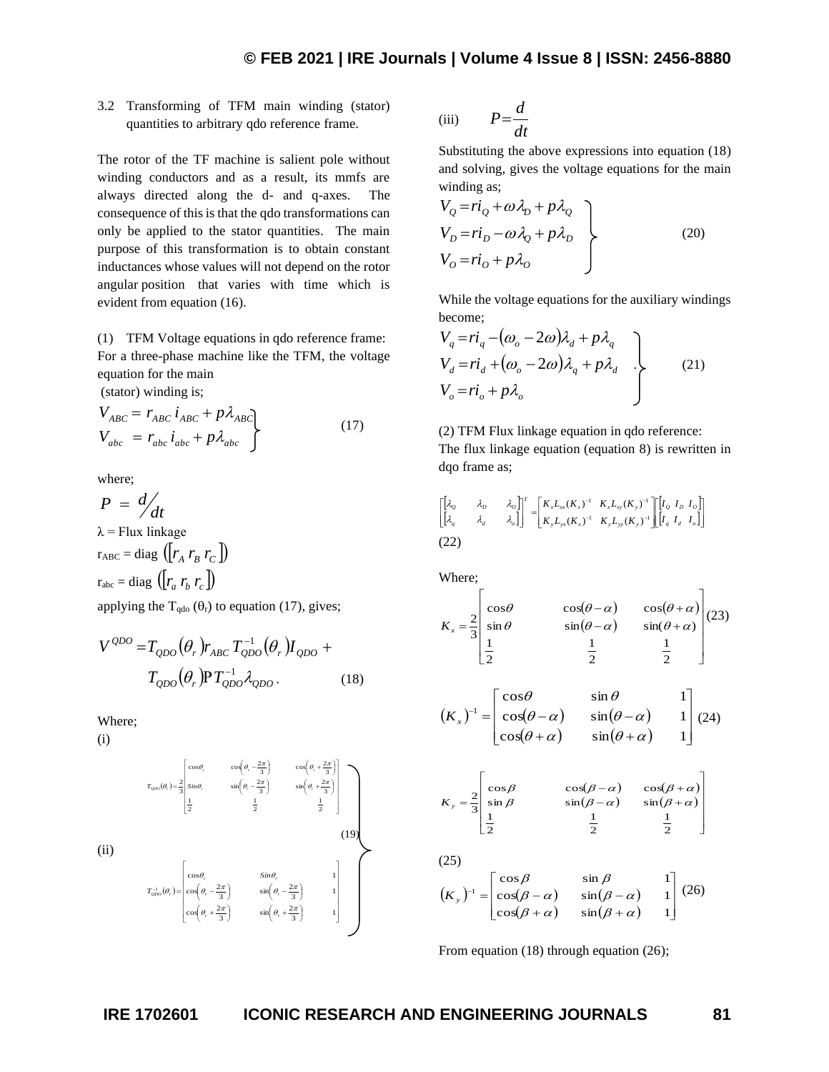3.2 Transforming of TFM main winding (stator) quantities to arbitrary qdo reference frame.

The rotor of the TF machine is salient pole without winding conductors and as a result, its mmfs are always directed along the d- and q-axes. The consequence of this is that the qdo transformations can only be applied to the stator quantities. The main purpose of this transformation is to obtain constant inductances whose values will not depend on the rotor angular position that varies with time which is evident from equation (16).

(1) TFM Voltage equations in qdo reference frame: For a three-phase machine like the TFM, the voltage equation for the main (stator) winding is;

$$\left.\begin{aligned} V_{ABC} &= r_{ABC}\, i_{ABC} + p\lambda_{ABC} \\ V_{abc} &= r_{abc}\, i_{abc} + p\lambda_{abc} \end{aligned}\right\} \tag{17}$$

where;

$P = d/dt$

$\lambda$ = Flux linkage

$r_{ABC} = \text{diag}\left(\left[r_A\ r_B\ r_C\right]\right)$

$r_{abc} = \text{diag}\left(\left[r_a\ r_b\ r_c\right]\right)$

applying the $T_{qdo}(\theta_r)$ to equation (17), gives;

$$V^{QDO} = T_{QDO}(\theta_r) r_{ABC}\, T_{QDO}^{-1}(\theta_r) I_{QDO} + T_{QDO}(\theta_r) \mathrm{P}\, T_{QDO}^{-1} \lambda_{QDO}. \tag{18}$$

Where;

(i)

$$T_{QDO}(\theta_r) = \frac{2}{3}\begin{bmatrix} \cos\theta_r & \cos\left(\theta_r - \frac{2\pi}{3}\right) & \cos\left(\theta_r + \frac{2\pi}{3}\right) \\ Sin\theta_r & \sin\left(\theta_r - \frac{2\pi}{3}\right) & \sin\left(\theta_r + \frac{2\pi}{3}\right) \\ \frac{1}{2} & \frac{1}{2} & \frac{1}{2} \end{bmatrix}$$

(ii)

$$T_{QDO}^{-1}(\theta_r) = \begin{bmatrix} \cos\theta_r & Sin\theta_r & 1 \\ \cos\left(\theta_r - \frac{2\pi}{3}\right) & \sin\left(\theta_r - \frac{2\pi}{3}\right) & 1 \\ \cos\left(\theta_r + \frac{2\pi}{3}\right) & \sin\left(\theta_r + \frac{2\pi}{3}\right) & 1 \end{bmatrix} \tag{19}$$

(iii) $\quad P = \dfrac{d}{dt}$

Substituting the above expressions into equation (18) and solving, gives the voltage equations for the main winding as;

$$\left.\begin{aligned} V_Q &= ri_Q + \omega\lambda_D + p\lambda_Q \\ V_D &= ri_D - \omega\lambda_Q + p\lambda_D \\ V_O &= ri_O + p\lambda_O \end{aligned}\right\} \tag{20}$$

While the voltage equations for the auxiliary windings become;

$$\left.\begin{aligned} V_q &= ri_q - (\omega_o - 2\omega)\lambda_d + p\lambda_q \\ V_d &= ri_d + (\omega_o - 2\omega)\lambda_q + p\lambda_d \\ V_o &= ri_o + p\lambda_o \end{aligned}\right\} \tag{21}$$

(2) TFM Flux linkage equation in qdo reference: The flux linkage equation (equation 8) is rewritten in dqo frame as;

$$\begin{bmatrix} [\lambda_Q & \lambda_D & \lambda_O] \\ [\lambda_q & \lambda_d & \lambda_o] \end{bmatrix}^T = \begin{bmatrix} K_x L_{xx}(K_x)^{-1} & K_x L_{xy}(K_y)^{-1} \\ K_y L_{yx}(K_x)^{-1} & K_y L_{yy}(K_y)^{-1} \end{bmatrix} \begin{bmatrix} [I_Q & I_D & I_O] \\ [I_q & I_d & I_o] \end{bmatrix} \tag{22}$$

Where;

$$K_x = \frac{2}{3}\begin{bmatrix} \cos\theta & \cos(\theta-\alpha) & \cos(\theta+\alpha) \\ \sin\theta & \sin(\theta-\alpha) & \sin(\theta+\alpha) \\ \frac{1}{2} & \frac{1}{2} & \frac{1}{2} \end{bmatrix} \tag{23}$$

$$(K_x)^{-1} = \begin{bmatrix} \cos\theta & \sin\theta & 1 \\ \cos(\theta-\alpha) & \sin(\theta-\alpha) & 1 \\ \cos(\theta+\alpha) & \sin(\theta+\alpha) & 1 \end{bmatrix} \tag{24}$$

$$K_y = \frac{2}{3}\begin{bmatrix} \cos\beta & \cos(\beta-\alpha) & \cos(\beta+\alpha) \\ \sin\beta & \sin(\beta-\alpha) & \sin(\beta+\alpha) \\ \frac{1}{2} & \frac{1}{2} & \frac{1}{2} \end{bmatrix} \tag{25}$$

$$(K_y)^{-1} = \begin{bmatrix} \cos\beta & \sin\beta & 1 \\ \cos(\beta-\alpha) & \sin(\beta-\alpha) & 1 \\ \cos(\beta+\alpha) & \sin(\beta+\alpha) & 1 \end{bmatrix} \tag{26}$$

From equation (18) through equation (26);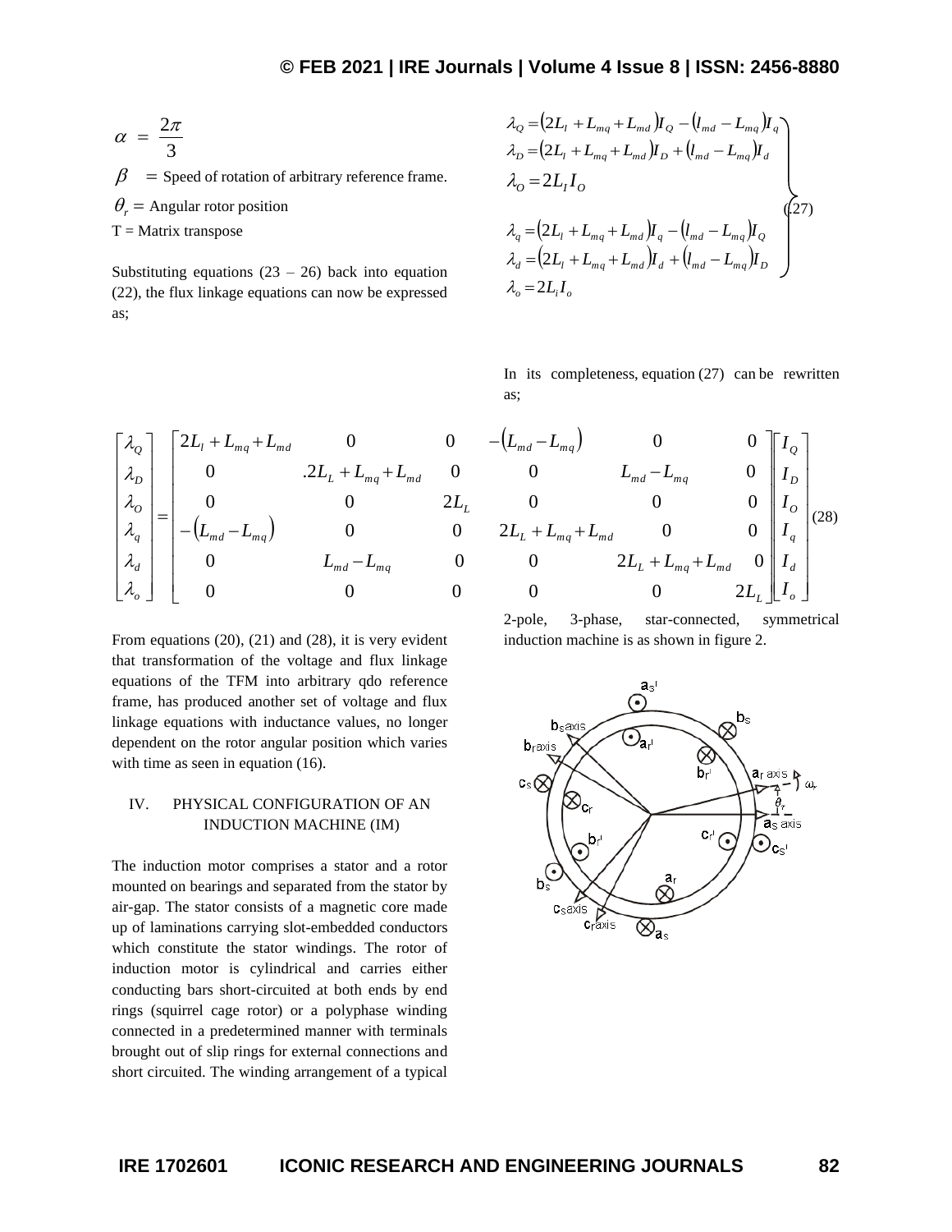$$\alpha = \frac{2\pi}{3}$$

$\beta$ = Speed of rotation of arbitrary reference frame.

$\theta_r$ = Angular rotor position

T = Matrix transpose

Substituting equations (23 – 26) back into equation (22), the flux linkage equations can now be expressed as;

$$\left.\begin{aligned}
\lambda_Q &= (2L_l + L_{mq} + L_{md})I_Q - (l_{md} - L_{mq})I_q \\
\lambda_D &= (2L_l + L_{mq} + L_{md})I_D + (l_{md} - L_{mq})I_d \\
\lambda_O &= 2L_I I_O \\
\lambda_q &= (2L_l + L_{mq} + L_{md})I_q - (l_{md} - L_{mq})I_Q \\
\lambda_d &= (2L_l + L_{mq} + L_{md})I_d + (l_{md} - L_{mq})I_D \\
\lambda_o &= 2L_i I_o
\end{aligned}\right\} \quad (27)$$

In its completeness, equation (27) can be rewritten as;

$$\begin{bmatrix} \lambda_Q \\ \lambda_D \\ \lambda_O \\ \lambda_q \\ \lambda_d \\ \lambda_o \end{bmatrix} = \begin{bmatrix} 2L_l + L_{mq} + L_{md} & 0 & 0 & -(L_{md} - L_{mq}) & 0 & 0 \\ 0 & .2L_L + L_{mq} + L_{md} & 0 & 0 & L_{md} - L_{mq} & 0 \\ 0 & 0 & 2L_L & 0 & 0 & 0 \\ -(L_{md} - L_{mq}) & 0 & 0 & 2L_L + L_{mq} + L_{md} & 0 & 0 \\ 0 & L_{md} - L_{mq} & 0 & 0 & 2L_L + L_{mq} + L_{md} & 0 \\ 0 & 0 & 0 & 0 & 0 & 2L_L \end{bmatrix} \begin{bmatrix} I_Q \\ I_D \\ I_O \\ I_q \\ I_d \\ I_o \end{bmatrix} \quad (28)$$

From equations (20), (21) and (28), it is very evident that transformation of the voltage and flux linkage equations of the TFM into arbitrary qdo reference frame, has produced another set of voltage and flux linkage equations with inductance values, no longer dependent on the rotor angular position which varies with time as seen in equation (16).

## IV. PHYSICAL CONFIGURATION OF AN INDUCTION MACHINE (IM)

The induction motor comprises a stator and a rotor mounted on bearings and separated from the stator by air-gap. The stator consists of a magnetic core made up of laminations carrying slot-embedded conductors which constitute the stator windings. The rotor of induction motor is cylindrical and carries either conducting bars short-circuited at both ends by end rings (squirrel cage rotor) or a polyphase winding connected in a predetermined manner with terminals brought out of slip rings for external connections and short circuited. The winding arrangement of a typical 2-pole, 3-phase, star-connected, symmetrical induction machine is as shown in figure 2.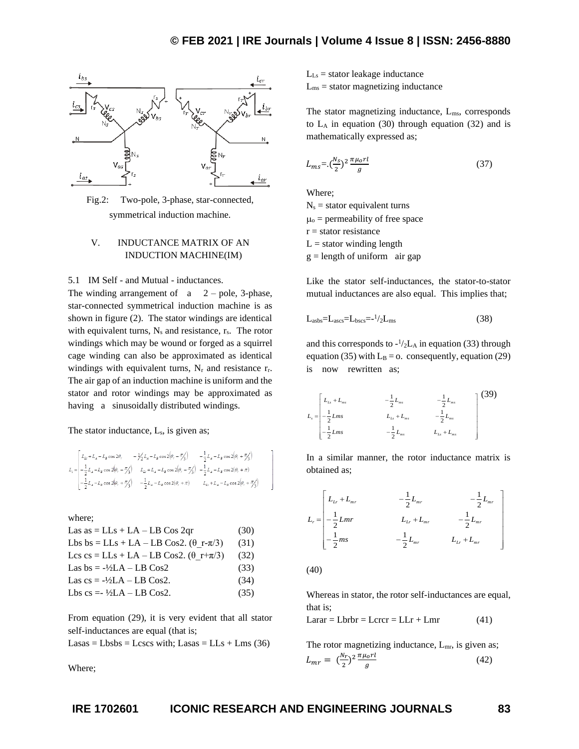Fig.2: Two-pole, 3-phase, star-connected, symmetrical induction machine.

## V. INDUCTANCE MATRIX OF AN INDUCTION MACHINE(IM)

### 5.1 IM Self - and Mutual - inductances.

The winding arrangement of a 2 – pole, 3-phase, star-connected symmetrical induction machine is as shown in figure (2). The stator windings are identical with equivalent turns, $N_s$ and resistance, $r_s$. The rotor windings which may be wound or forged as a squirrel cage winding can also be approximated as identical windings with equivalent turns, $N_r$ and resistance $r_r$. The air gap of an induction machine is uniform and the stator and rotor windings may be approximated as having a sinusoidally distributed windings.

The stator inductance, $L_s$, is given as;

$$L_s = \begin{bmatrix} L_{Ls} + L_A - L_B\cos 2\theta_r & -\frac{1}{2}L_A - L_B\cos 2\left(\theta_r - \frac{\pi}{3}\right) & -\frac{1}{2}L_A - L_B\cos 2\left(\theta_r + \frac{\pi}{3}\right) \\ -\frac{1}{2}L_A - L_B\cos 2\left(\theta_r - \frac{\pi}{3}\right) & L_{Ls} + L_A - L_B\cos 2\left(\theta_r - \frac{\pi}{3}\right) & -\frac{1}{2}L_A - L_B\cos 2(\theta_r + \pi) \\ -\frac{1}{2}L_A - L_B\cos 2\left(\theta_r + \frac{\pi}{3}\right) & -\frac{1}{2}L_A - L_B\cos 2(\theta_r + \pi) & L_{Ls} + L_A - L_B\cos 2\left(\theta_r + \frac{\pi}{3}\right) \end{bmatrix}$$

where;

Las as = LLs + LA – LB Cos 2qr (30)

Lbs bs = LLs + LA – LB Cos2. (θ_r-π/3) (31)

Lcs cs = LLs + LA – LB Cos2. (θ_r+π/3) (32)

Las bs = -½LA – LB Cos2 (33)

Las cs = -½LA – LB Cos2. (34)

Lbs cs =- ½LA – LB Cos2. (35)

From equation (29), it is very evident that all stator self-inductances are equal (that is;

Lasas = Lbsbs = Lcscs with; Lasas = LLs + Lms (36)

Where;

$L_{Ls}$ = stator leakage inductance

$L_{ms}$ = stator magnetizing inductance

The stator magnetizing inductance, $L_{ms}$, corresponds to $L_A$ in equation (30) through equation (32) and is mathematically expressed as;

$$L_{ms} = .\left(\frac{N_s}{2}\right)^2 \frac{\pi \mu_o r l}{g} \quad (37)$$

Where;

$N_s$ = stator equivalent turns

$\mu_o$ = permeability of free space

r = stator resistance

L = stator winding length

g = length of uniform air gap

Like the stator self-inductances, the stator-to-stator mutual inductances are also equal. This implies that;

$$L_{asbs} = L_{ascs} = L_{bscs} = -\frac{1}{2}L_{ms} \quad (38)$$

and this corresponds to $-\frac{1}{2}L_A$ in equation (33) through equation (35) with $L_B$ = o. consequently, equation (29) is now rewritten as;

$$L_s = \begin{bmatrix} L_{Ls} + L_{ms} & -\frac{1}{2}L_{ms} & -\frac{1}{2}L_{ms} \\ -\frac{1}{2}Lms & L_{Ls} + L_{ms} & -\frac{1}{2}L_{ms} \\ -\frac{1}{2}Lms & -\frac{1}{2}L_{ms} & L_{Ls} + L_{ms} \end{bmatrix} \quad (39)$$

In a similar manner, the rotor inductance matrix is obtained as;

$$L_r = \begin{bmatrix} L_{Lr} + L_{mr} & -\frac{1}{2}L_{mr} & -\frac{1}{2}L_{mr} \\ -\frac{1}{2}Lmr & L_{Lr} + L_{mr} & -\frac{1}{2}L_{mr} \\ -\frac{1}{2}ms & -\frac{1}{2}L_{mr} & L_{Lr} + L_{mr} \end{bmatrix}$$

(40)

Whereas in stator, the rotor self-inductances are equal, that is;

Larar = Lbrbr = Lcrcr = LLr + Lmr (41)

The rotor magnetizing inductance, $L_{mr}$, is given as;

$$L_{mr} = \left(\frac{N_r}{2}\right)^2 \frac{\pi \mu_o r l}{g} \quad (42)$$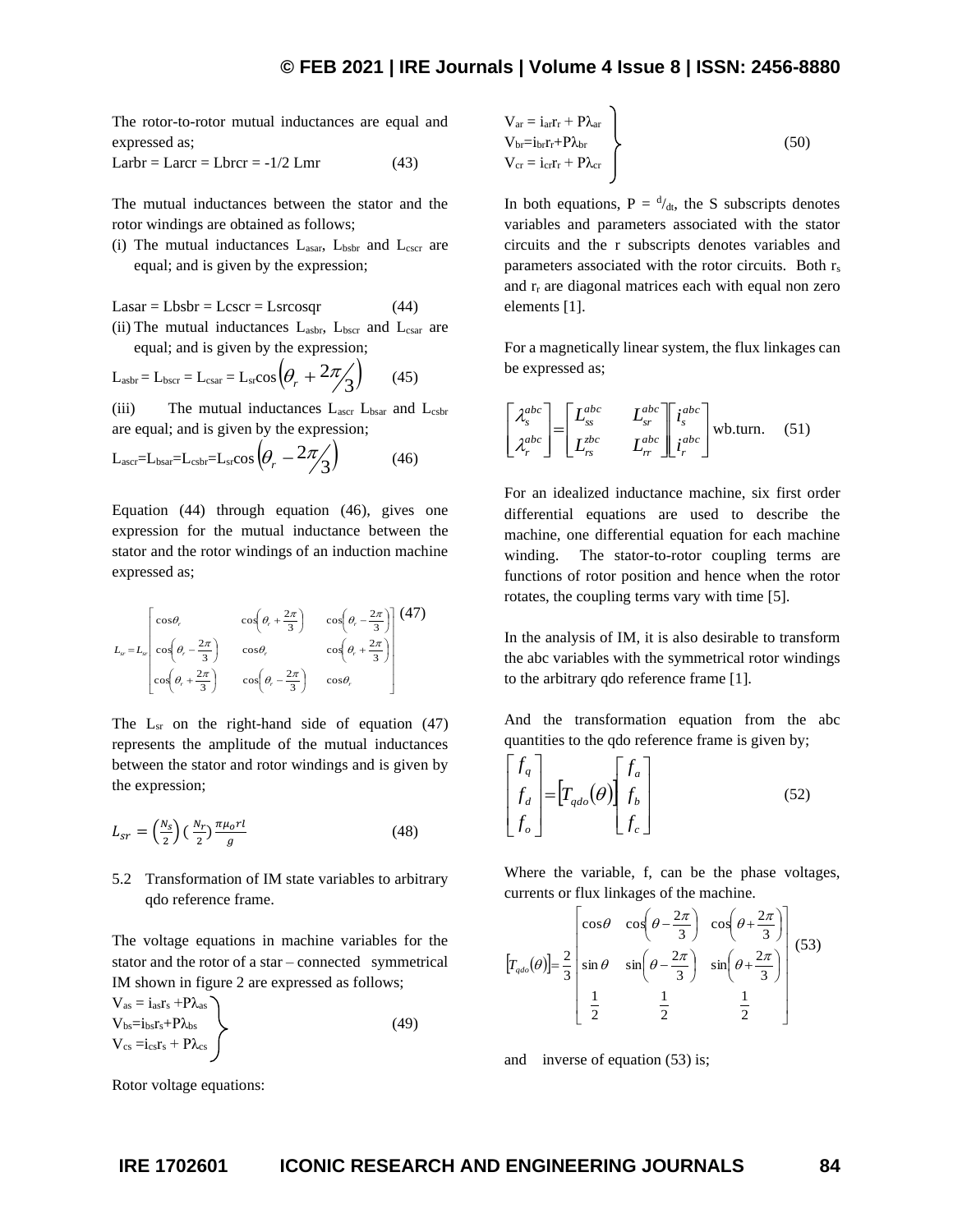The rotor-to-rotor mutual inductances are equal and expressed as;

$$L_{arbr} = L_{arcr} = L_{brcr} = -1/2\, L_{mr} \qquad (43)$$

The mutual inductances between the stator and the rotor windings are obtained as follows;

(i) The mutual inductances $L_{asar}$, $L_{bsbr}$ and $L_{cscr}$ are equal; and is given by the expression;

$$L_{asar} = L_{bsbr} = L_{cscr} = L_{sr}\cos q_r \qquad (44)$$

(ii) The mutual inductances $L_{asbr}$, $L_{bscr}$ and $L_{csar}$ are equal; and is given by the expression;

$$L_{asbr} = L_{bscr} = L_{csar} = L_{sr}\cos\left(\theta_r + 2\pi/3\right) \qquad (45)$$

(iii) The mutual inductances $L_{ascr}$ $L_{bsar}$ and $L_{csbr}$ are equal; and is given by the expression;

$$L_{ascr}=L_{bsar}=L_{csbr}=L_{sr}\cos\left(\theta_r - 2\pi/3\right) \qquad (46)$$

Equation (44) through equation (46), gives one expression for the mutual inductance between the stator and the rotor windings of an induction machine expressed as;

$$L_{sr} = L_{sr}\begin{bmatrix} \cos\theta_r & \cos\left(\theta_r + \frac{2\pi}{3}\right) & \cos\left(\theta_r - \frac{2\pi}{3}\right) \\ \cos\left(\theta_r - \frac{2\pi}{3}\right) & \cos\theta_r & \cos\left(\theta_r + \frac{2\pi}{3}\right) \\ \cos\left(\theta_r + \frac{2\pi}{3}\right) & \cos\left(\theta_r - \frac{2\pi}{3}\right) & \cos\theta_r \end{bmatrix} \qquad (47)$$

The $L_{sr}$ on the right-hand side of equation (47) represents the amplitude of the mutual inductances between the stator and rotor windings and is given by the expression;

$$L_{sr} = \left(\frac{N_s}{2}\right)\left(\frac{N_r}{2}\right)\frac{\pi\mu_o r l}{g} \qquad (48)$$

5.2 Transformation of IM state variables to arbitrary qdo reference frame.

The voltage equations in machine variables for the stator and the rotor of a star – connected symmetrical IM shown in figure 2 are expressed as follows;

$$\left.\begin{aligned} V_{as} &= i_{as}r_s + P\lambda_{as} \\ V_{bs} &= i_{bs}r_s + P\lambda_{bs} \\ V_{cs} &= i_{cs}r_s + P\lambda_{cs} \end{aligned}\right\} \qquad (49)$$

Rotor voltage equations:

$$\left.\begin{aligned} V_{ar} &= i_{ar}r_r + P\lambda_{ar} \\ V_{br} &= i_{br}r_r + P\lambda_{br} \\ V_{cr} &= i_{cr}r_r + P\lambda_{cr} \end{aligned}\right\} \qquad (50)$$

In both equations, $P = {}^{d}/_{dt}$, the S subscripts denotes variables and parameters associated with the stator circuits and the r subscripts denotes variables and parameters associated with the rotor circuits. Both $r_s$ and $r_r$ are diagonal matrices each with equal non zero elements [1].

For a magnetically linear system, the flux linkages can be expressed as;

$$\begin{bmatrix} \lambda_s^{abc} \\ \lambda_r^{abc} \end{bmatrix} = \begin{bmatrix} L_{ss}^{abc} & L_{sr}^{abc} \\ L_{rs}^{zbc} & L_{rr}^{abc} \end{bmatrix}\begin{bmatrix} i_s^{abc} \\ i_r^{abc} \end{bmatrix} \text{wb.turn.} \qquad (51)$$

For an idealized inductance machine, six first order differential equations are used to describe the machine, one differential equation for each machine winding. The stator-to-rotor coupling terms are functions of rotor position and hence when the rotor rotates, the coupling terms vary with time [5].

In the analysis of IM, it is also desirable to transform the abc variables with the symmetrical rotor windings to the arbitrary qdo reference frame [1].

And the transformation equation from the abc quantities to the qdo reference frame is given by;

$$\begin{bmatrix} f_q \\ f_d \\ f_o \end{bmatrix} = \left[T_{qdo}(\theta)\right]\begin{bmatrix} f_a \\ f_b \\ f_c \end{bmatrix} \qquad (52)$$

Where the variable, f, can be the phase voltages, currents or flux linkages of the machine.

$$\left[T_{qdo}(\theta)\right] = \frac{2}{3}\begin{bmatrix} \cos\theta & \cos\left(\theta - \frac{2\pi}{3}\right) & \cos\left(\theta + \frac{2\pi}{3}\right) \\ \sin\theta & \sin\left(\theta - \frac{2\pi}{3}\right) & \sin\left(\theta + \frac{2\pi}{3}\right) \\ \frac{1}{2} & \frac{1}{2} & \frac{1}{2} \end{bmatrix} \qquad (53)$$

and inverse of equation (53) is;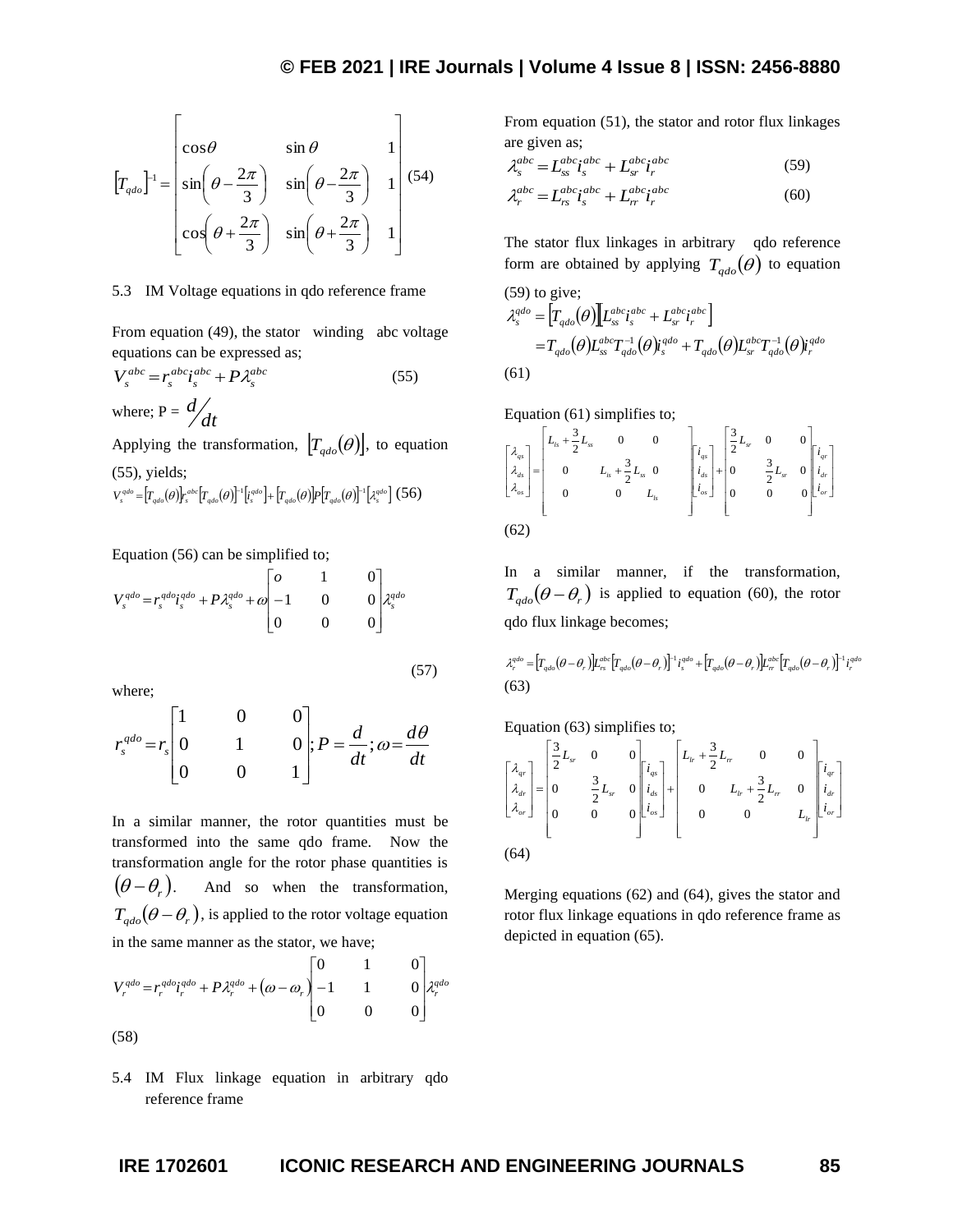$$\left[T_{qdo}\right]^{-1} = \begin{bmatrix} \cos\theta & \sin\theta & 1 \\ \sin\left(\theta - \frac{2\pi}{3}\right) & \sin\left(\theta - \frac{2\pi}{3}\right) & 1 \\ \cos\left(\theta + \frac{2\pi}{3}\right) & \sin\left(\theta + \frac{2\pi}{3}\right) & 1 \end{bmatrix} \quad (54)$$

5.3 IM Voltage equations in qdo reference frame

From equation (49), the stator winding abc voltage equations can be expressed as;

$$V_s^{abc} = r_s^{abc} i_s^{abc} + P\lambda_s^{abc} \quad (55)$$

where; $P = d/dt$

Applying the transformation, $\left[T_{qdo}(\theta)\right]$, to equation (55), yields;

$$V_s^{qdo} = \left[T_{qdo}(\theta)\right] r_s^{abc} \left[T_{qdo}(\theta)\right]^{-1} \left[i_s^{qdo}\right] + \left[T_{qdo}(\theta)\right] P \left[T_{qdo}(\theta)\right]^{-1} \left[\lambda_s^{qdo}\right] \quad (56)$$

Equation (56) can be simplified to;

$$V_s^{qdo} = r_s^{qdo} i_s^{qdo} + P\lambda_s^{qdo} + \omega \begin{bmatrix} o & 1 & 0 \\ -1 & 0 & 0 \\ 0 & 0 & 0 \end{bmatrix} \lambda_s^{qdo} \quad (57)$$

where;

$$r_s^{qdo} = r_s \begin{bmatrix} 1 & 0 & 0 \\ 0 & 1 & 0 \\ 0 & 0 & 1 \end{bmatrix}; P = \frac{d}{dt}; \omega = \frac{d\theta}{dt}$$

In a similar manner, the rotor quantities must be transformed into the same qdo frame. Now the transformation angle for the rotor phase quantities is $(\theta - \theta_r)$. And so when the transformation, $T_{qdo}(\theta - \theta_r)$, is applied to the rotor voltage equation in the same manner as the stator, we have;

$$V_r^{qdo} = r_r^{qdo} i_r^{qdo} + P\lambda_r^{qdo} + (\omega - \omega_r) \begin{bmatrix} 0 & 1 & 0 \\ -1 & 1 & 0 \\ 0 & 0 & 0 \end{bmatrix} \lambda_r^{qdo} \quad (58)$$

5.4 IM Flux linkage equation in arbitrary qdo reference frame

From equation (51), the stator and rotor flux linkages are given as;

$$\lambda_s^{abc} = L_{ss}^{abc} i_s^{abc} + L_{sr}^{abc} i_r^{abc} \quad (59)$$

$$\lambda_r^{abc} = L_{rs}^{abc} i_s^{abc} + L_{rr}^{abc} i_r^{abc} \quad (60)$$

The stator flux linkages in arbitrary qdo reference form are obtained by applying $T_{qdo}(\theta)$ to equation (59) to give;

$$\begin{aligned} \lambda_s^{qdo} &= \left[T_{qdo}(\theta)\right]\left[L_{ss}^{abc} i_s^{abc} + L_{sr}^{abc} i_r^{abc}\right] \\ &= T_{qdo}(\theta) L_{ss}^{abc} T_{qdo}^{-1}(\theta) i_s^{qdo} + T_{qdo}(\theta) L_{sr}^{abc} T_{qdo}^{-1}(\theta) i_r^{qdo} \end{aligned} \quad (61)$$

Equation (61) simplifies to;

$$\begin{bmatrix} \lambda_{qs} \\ \lambda_{ds} \\ \lambda_{os} \end{bmatrix} = \begin{bmatrix} L_{ls} + \frac{3}{2}L_{ss} & 0 & 0 \\ 0 & L_{ls} + \frac{3}{2}L_{ss} & 0 \\ 0 & 0 & L_{ls} \end{bmatrix} \begin{bmatrix} i_{qs} \\ i_{ds} \\ i_{os} \end{bmatrix} + \begin{bmatrix} \frac{3}{2}L_{sr} & 0 & 0 \\ 0 & \frac{3}{2}L_{sr} & 0 \\ 0 & 0 & 0 \end{bmatrix} \begin{bmatrix} i_{qr} \\ i_{dr} \\ i_{or} \end{bmatrix} \quad (62)$$

In a similar manner, if the transformation, $T_{qdo}(\theta - \theta_r)$ is applied to equation (60), the rotor qdo flux linkage becomes;

$$\lambda_r^{qdo} = \left[T_{qdo}(\theta - \theta_r)\right] L_{rs}^{abc} \left[T_{qdo}(\theta - \theta_r)\right]^{-1} i_s^{qdo} + \left[T_{qdo}(\theta - \theta_r)\right] L_{rr}^{abc} \left[T_{qdo}(\theta - \theta_r)\right]^{-1} i_r^{qdo} \quad (63)$$

Equation (63) simplifies to;

$$\begin{bmatrix} \lambda_{qr} \\ \lambda_{dr} \\ \lambda_{or} \end{bmatrix} = \begin{bmatrix} \frac{3}{2}L_{sr} & 0 & 0 \\ 0 & \frac{3}{2}L_{sr} & 0 \\ 0 & 0 & 0 \end{bmatrix} \begin{bmatrix} i_{qs} \\ i_{ds} \\ i_{os} \end{bmatrix} + \begin{bmatrix} L_{lr} + \frac{3}{2}L_{rr} & 0 & 0 \\ 0 & L_{lr} + \frac{3}{2}L_{rr} & 0 \\ 0 & 0 & L_{lr} \end{bmatrix} \begin{bmatrix} i_{qr} \\ i_{dr} \\ i_{or} \end{bmatrix} \quad (64)$$

Merging equations (62) and (64), gives the stator and rotor flux linkage equations in qdo reference frame as depicted in equation (65).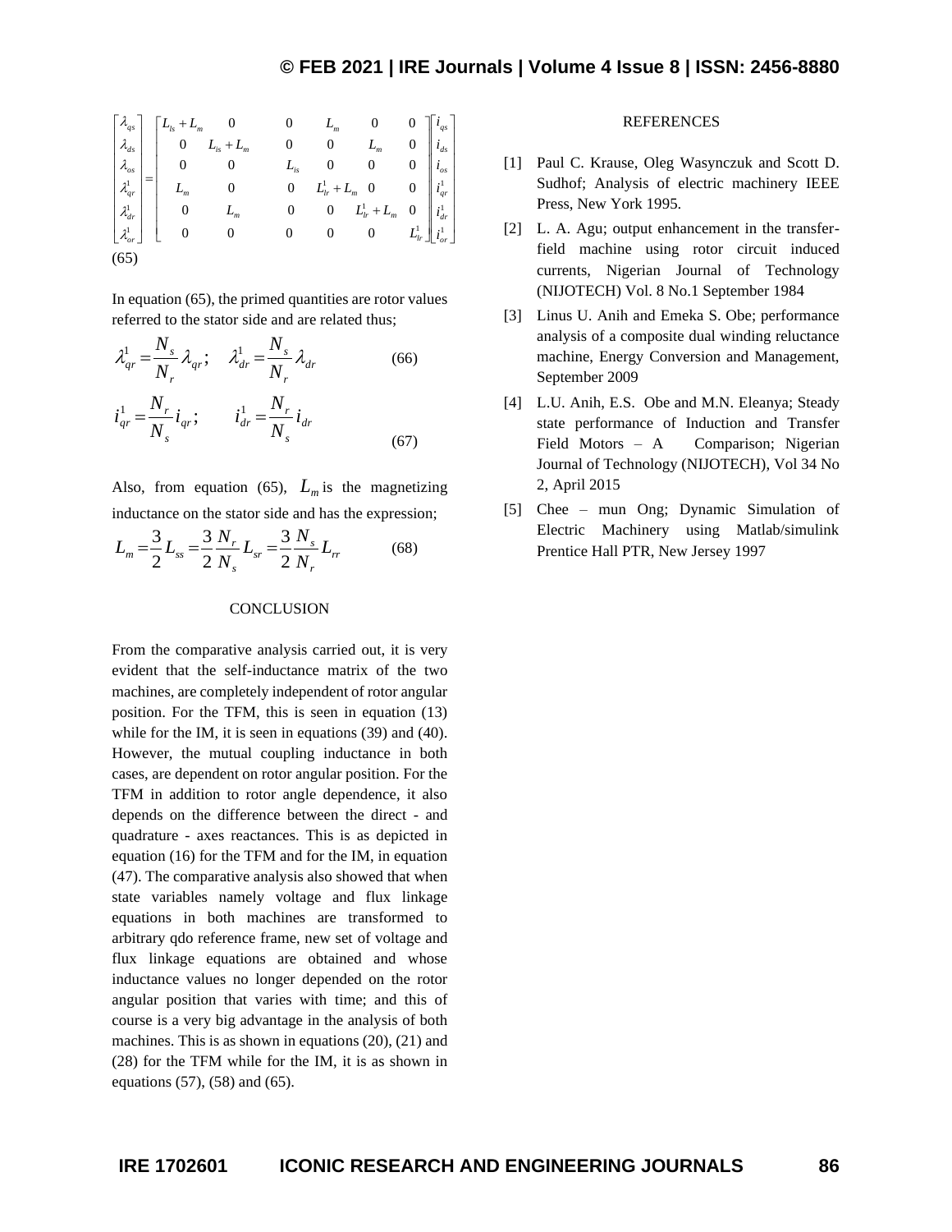$$
\begin{bmatrix} \lambda_{qs} \\ \lambda_{ds} \\ \lambda_{os} \\ \lambda_{qr}^{1} \\ \lambda_{dr}^{1} \\ \lambda_{or}^{1} \end{bmatrix} = \begin{bmatrix} L_{ls}+L_m & 0 & 0 & L_m & 0 & 0 \\ 0 & L_{ls}+L_m & 0 & 0 & L_m & 0 \\ 0 & 0 & L_{ls} & 0 & 0 & 0 \\ L_m & 0 & 0 & L_{lr}^{1}+L_m & 0 & 0 \\ 0 & L_m & 0 & 0 & L_{lr}^{1}+L_m & 0 \\ 0 & 0 & 0 & 0 & 0 & L_{lr}^{1} \end{bmatrix} \begin{bmatrix} i_{qs} \\ i_{ds} \\ i_{os} \\ i_{qr}^{1} \\ i_{dr}^{1} \\ i_{or}^{1} \end{bmatrix}
$$
(65)

In equation (65), the primed quantities are rotor values referred to the stator side and are related thus;

$$
\lambda_{qr}^{1} = \frac{N_s}{N_r}\lambda_{qr}; \quad \lambda_{dr}^{1} = \frac{N_s}{N_r}\lambda_{dr} \qquad (66)
$$

$$
i_{qr}^{1} = \frac{N_r}{N_s}i_{qr}; \qquad i_{dr}^{1} = \frac{N_r}{N_s}i_{dr} \qquad (67)
$$

Also, from equation (65), $L_m$ is the magnetizing inductance on the stator side and has the expression;

$$
L_m = \frac{3}{2}L_{ss} = \frac{3}{2}\frac{N_r}{N_s}L_{sr} = \frac{3}{2}\frac{N_s}{N_r}L_{rr} \qquad (68)
$$

## CONCLUSION

From the comparative analysis carried out, it is very evident that the self-inductance matrix of the two machines, are completely independent of rotor angular position. For the TFM, this is seen in equation (13) while for the IM, it is seen in equations (39) and (40). However, the mutual coupling inductance in both cases, are dependent on rotor angular position. For the TFM in addition to rotor angle dependence, it also depends on the difference between the direct - and quadrature - axes reactances. This is as depicted in equation (16) for the TFM and for the IM, in equation (47). The comparative analysis also showed that when state variables namely voltage and flux linkage equations in both machines are transformed to arbitrary qdo reference frame, new set of voltage and flux linkage equations are obtained and whose inductance values no longer depended on the rotor angular position that varies with time; and this of course is a very big advantage in the analysis of both machines. This is as shown in equations (20), (21) and (28) for the TFM while for the IM, it is as shown in equations (57), (58) and (65).

## REFERENCES

[1] Paul C. Krause, Oleg Wasynczuk and Scott D. Sudhof; Analysis of electric machinery IEEE Press, New York 1995.

[2] L. A. Agu; output enhancement in the transfer-field machine using rotor circuit induced currents, Nigerian Journal of Technology (NIJOTECH) Vol. 8 No.1 September 1984

[3] Linus U. Anih and Emeka S. Obe; performance analysis of a composite dual winding reluctance machine, Energy Conversion and Management, September 2009

[4] L.U. Anih, E.S. Obe and M.N. Eleanya; Steady state performance of Induction and Transfer Field Motors – A Comparison; Nigerian Journal of Technology (NIJOTECH), Vol 34 No 2, April 2015

[5] Chee – mun Ong; Dynamic Simulation of Electric Machinery using Matlab/simulink Prentice Hall PTR, New Jersey 1997